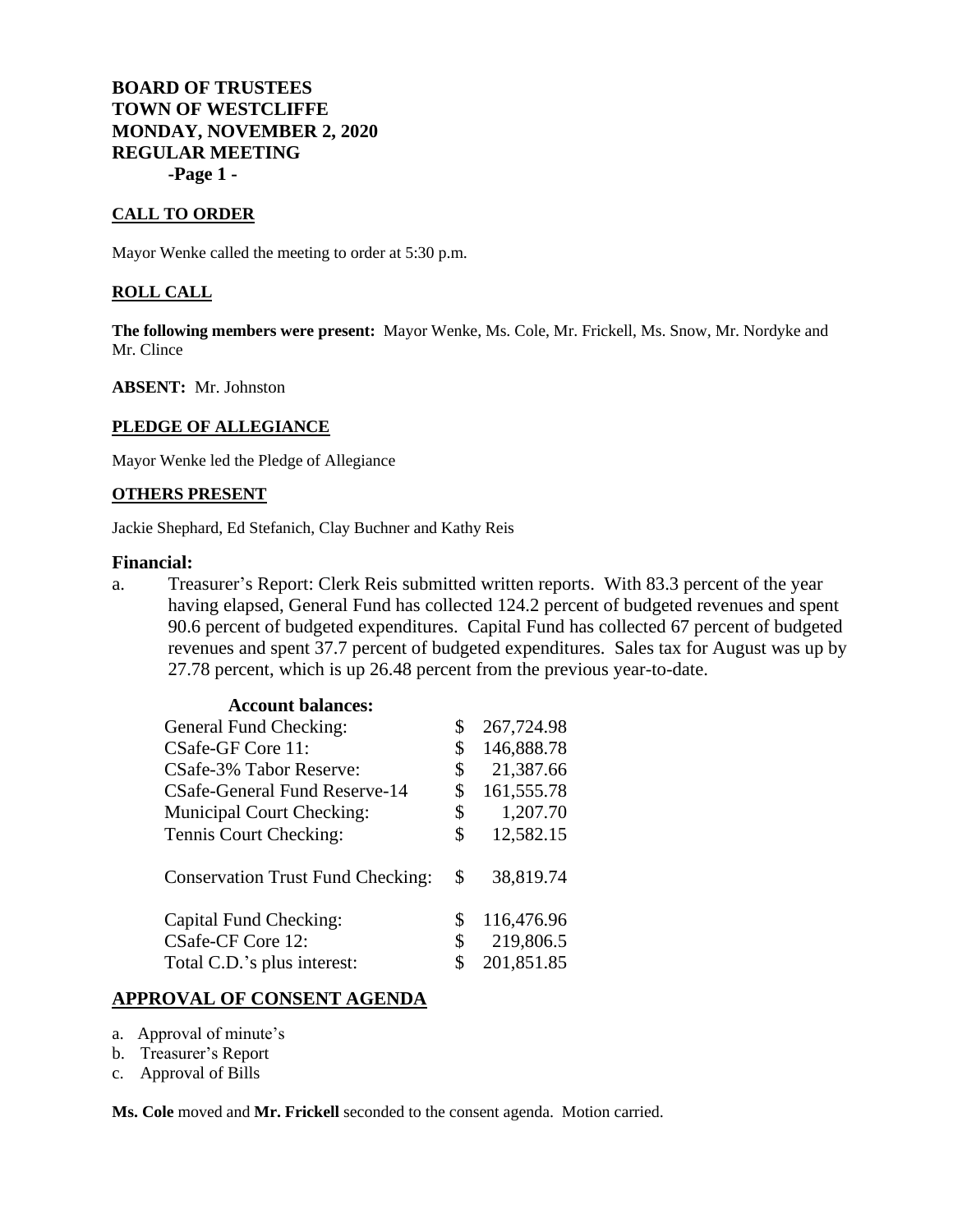**BOARD OF TRUSTEES**
**TOWN OF WESTCLIFFE**
**MONDAY, NOVEMBER 2, 2020**
**REGULAR MEETING**
**-Page 1 -**

## CALL TO ORDER

Mayor Wenke called the meeting to order at 5:30 p.m.

## ROLL CALL

**The following members were present:** Mayor Wenke, Ms. Cole, Mr. Frickell, Ms. Snow, Mr. Nordyke and Mr. Clince

**ABSENT:** Mr. Johnston

## PLEDGE OF ALLEGIANCE

Mayor Wenke led the Pledge of Allegiance

## OTHERS PRESENT

Jackie Shephard, Ed Stefanich, Clay Buchner and Kathy Reis

### Financial:

a. Treasurer's Report: Clerk Reis submitted written reports. With 83.3 percent of the year having elapsed, General Fund has collected 124.2 percent of budgeted revenues and spent 90.6 percent of budgeted expenditures. Capital Fund has collected 67 percent of budgeted revenues and spent 37.7 percent of budgeted expenditures. Sales tax for August was up by 27.78 percent, which is up 26.48 percent from the previous year-to-date.

**Account balances:**

| | | |
|---|---|---|
| General Fund Checking: | $ | 267,724.98 |
| CSafe-GF Core 11: | $ | 146,888.78 |
| CSafe-3% Tabor Reserve: | $ | 21,387.66 |
| CSafe-General Fund Reserve-14 | $ | 161,555.78 |
| Municipal Court Checking: | $ | 1,207.70 |
| Tennis Court Checking: | $ | 12,582.15 |
| Conservation Trust Fund Checking: | $ | 38,819.74 |
| Capital Fund Checking: | $ | 116,476.96 |
| CSafe-CF Core 12: | $ | 219,806.5 |
| Total C.D.'s plus interest: | $ | 201,851.85 |

## APPROVAL OF CONSENT AGENDA

a. Approval of minute's
b. Treasurer's Report
c. Approval of Bills

**Ms. Cole** moved and **Mr. Frickell** seconded to the consent agenda. Motion carried.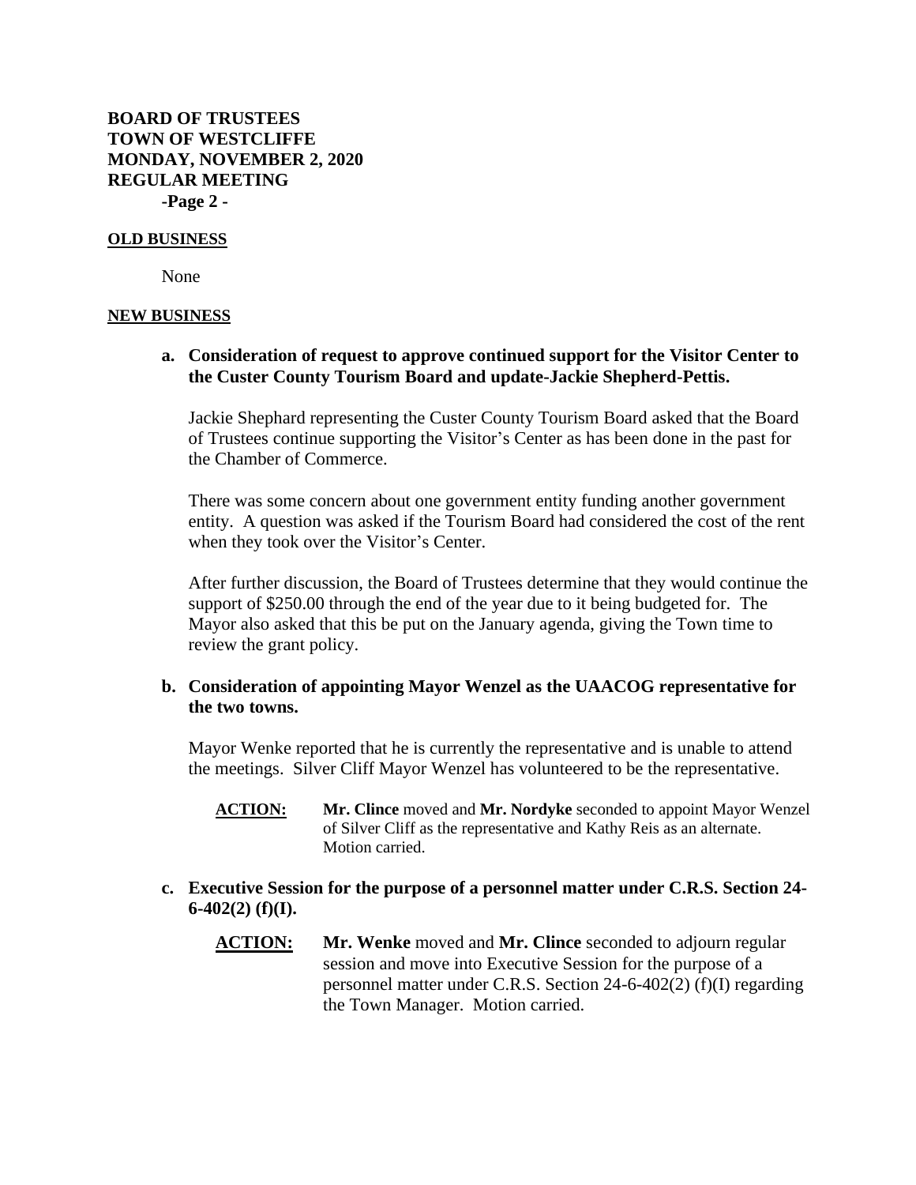**BOARD OF TRUSTEES**
**TOWN OF WESTCLIFFE**
**MONDAY, NOVEMBER 2, 2020**
**REGULAR MEETING**
**-Page 2 -**

**OLD BUSINESS**

None

**NEW BUSINESS**

**a. Consideration of request to approve continued support for the Visitor Center to the Custer County Tourism Board and update-Jackie Shepherd-Pettis.**

Jackie Shephard representing the Custer County Tourism Board asked that the Board of Trustees continue supporting the Visitor's Center as has been done in the past for the Chamber of Commerce.

There was some concern about one government entity funding another government entity. A question was asked if the Tourism Board had considered the cost of the rent when they took over the Visitor's Center.

After further discussion, the Board of Trustees determine that they would continue the support of $250.00 through the end of the year due to it being budgeted for. The Mayor also asked that this be put on the January agenda, giving the Town time to review the grant policy.

**b. Consideration of appointing Mayor Wenzel as the UAACOG representative for the two towns.**

Mayor Wenke reported that he is currently the representative and is unable to attend the meetings. Silver Cliff Mayor Wenzel has volunteered to be the representative.

**ACTION:** **Mr. Clince** moved and **Mr. Nordyke** seconded to appoint Mayor Wenzel of Silver Cliff as the representative and Kathy Reis as an alternate. Motion carried.

**c. Executive Session for the purpose of a personnel matter under C.R.S. Section 24-6-402(2) (f)(I).**

**ACTION:** **Mr. Wenke** moved and **Mr. Clince** seconded to adjourn regular session and move into Executive Session for the purpose of a personnel matter under C.R.S. Section 24-6-402(2) (f)(I) regarding the Town Manager. Motion carried.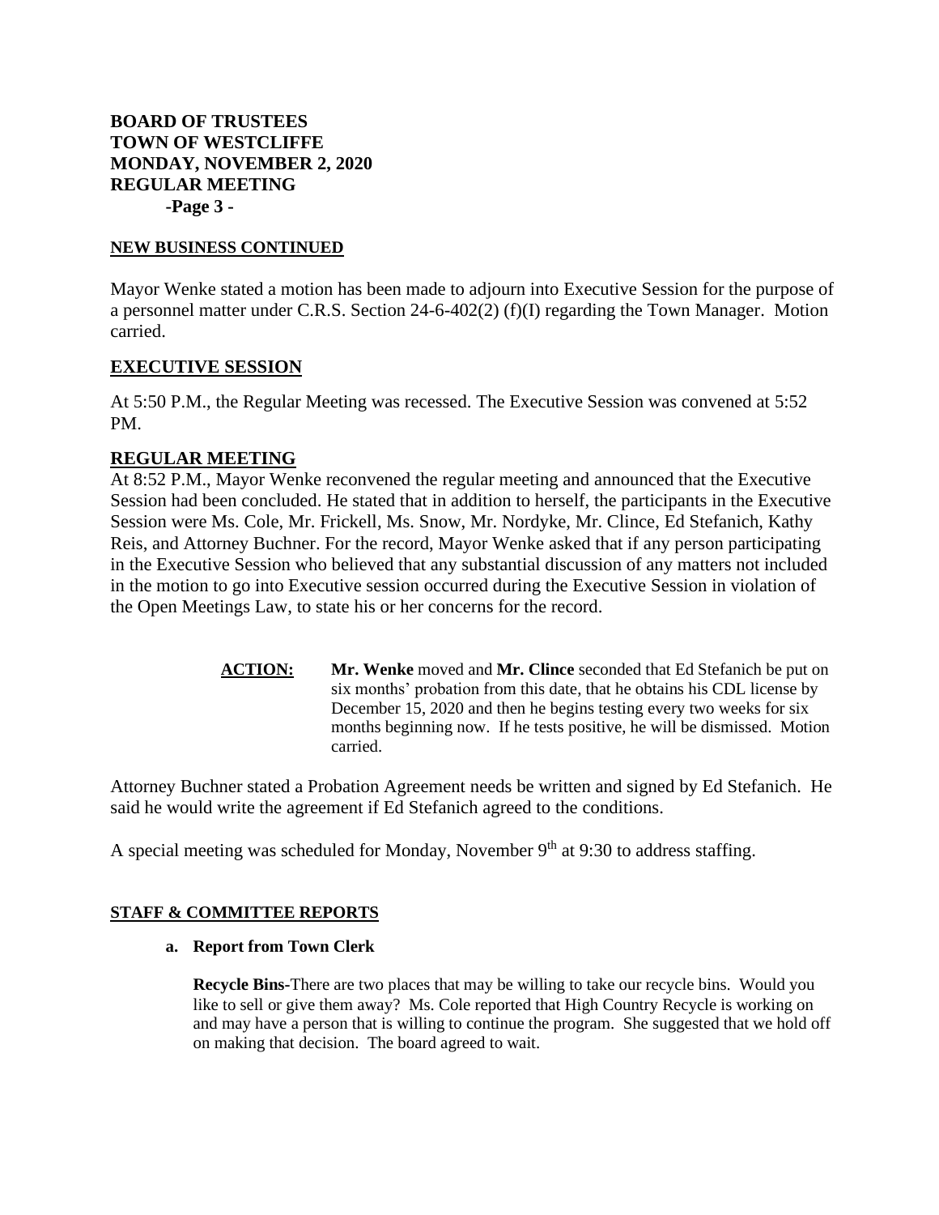**NEW BUSINESS CONTINUED**

Mayor Wenke stated a motion has been made to adjourn into Executive Session for the purpose of a personnel matter under C.R.S. Section 24-6-402(2) (f)(I) regarding the Town Manager. Motion carried.

## EXECUTIVE SESSION

At 5:50 P.M., the Regular Meeting was recessed. The Executive Session was convened at 5:52 PM.

## REGULAR MEETING

At 8:52 P.M., Mayor Wenke reconvened the regular meeting and announced that the Executive Session had been concluded. He stated that in addition to herself, the participants in the Executive Session were Ms. Cole, Mr. Frickell, Ms. Snow, Mr. Nordyke, Mr. Clince, Ed Stefanich, Kathy Reis, and Attorney Buchner. For the record, Mayor Wenke asked that if any person participating in the Executive Session who believed that any substantial discussion of any matters not included in the motion to go into Executive session occurred during the Executive Session in violation of the Open Meetings Law, to state his or her concerns for the record.

> **ACTION:** **Mr. Wenke** moved and **Mr. Clince** seconded that Ed Stefanich be put on six months' probation from this date, that he obtains his CDL license by December 15, 2020 and then he begins testing every two weeks for six months beginning now. If he tests positive, he will be dismissed. Motion carried.

Attorney Buchner stated a Probation Agreement needs be written and signed by Ed Stefanich. He said he would write the agreement if Ed Stefanich agreed to the conditions.

A special meeting was scheduled for Monday, November 9th at 9:30 to address staffing.

**STAFF & COMMITTEE REPORTS**

**a. Report from Town Clerk**

**Recycle Bins-**There are two places that may be willing to take our recycle bins. Would you like to sell or give them away? Ms. Cole reported that High Country Recycle is working on and may have a person that is willing to continue the program. She suggested that we hold off on making that decision. The board agreed to wait.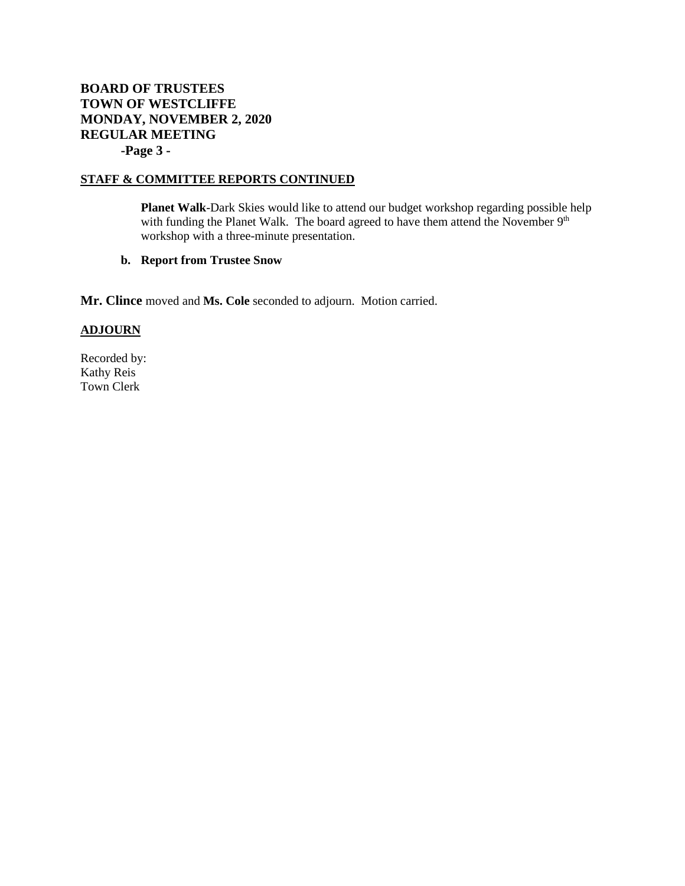**STAFF & COMMITTEE REPORTS CONTINUED**

**Planet Walk**-Dark Skies would like to attend our budget workshop regarding possible help with funding the Planet Walk. The board agreed to have them attend the November 9th workshop with a three-minute presentation.

**b. Report from Trustee Snow**

**Mr. Clince** moved and **Ms. Cole** seconded to adjourn. Motion carried.

**ADJOURN**

Recorded by:
Kathy Reis
Town Clerk